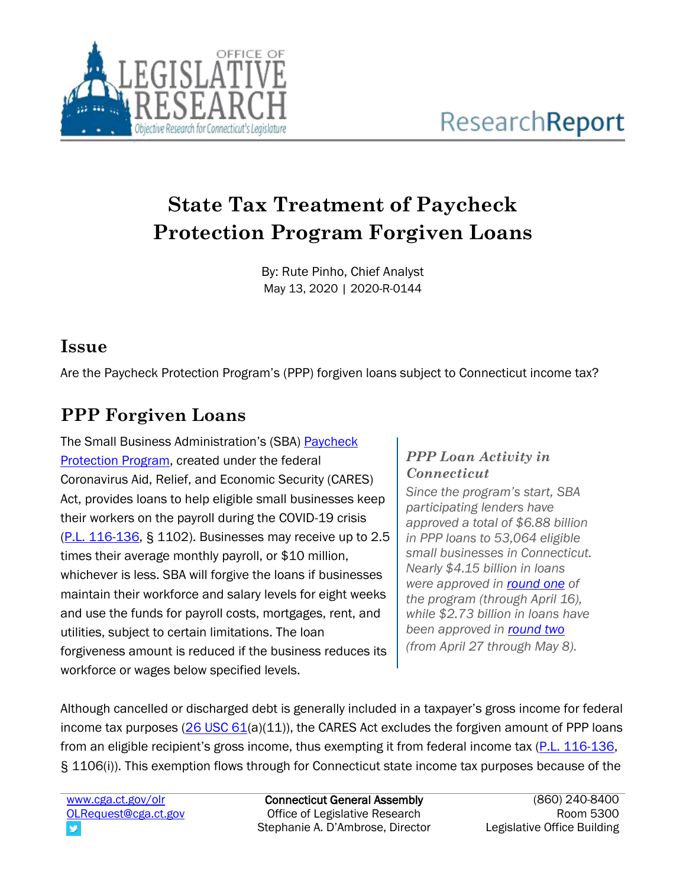# State Tax Treatment of Paycheck Protection Program Forgiven Loans

By: Rute Pinho, Chief Analyst
May 13, 2020 | 2020-R-0144

## Issue

Are the Paycheck Protection Program's (PPP) forgiven loans subject to Connecticut income tax?

## PPP Forgiven Loans

The Small Business Administration's (SBA) Paycheck Protection Program, created under the federal Coronavirus Aid, Relief, and Economic Security (CARES) Act, provides loans to help eligible small businesses keep their workers on the payroll during the COVID-19 crisis (P.L. 116-136, § 1102). Businesses may receive up to 2.5 times their average monthly payroll, or $10 million, whichever is less. SBA will forgive the loans if businesses maintain their workforce and salary levels for eight weeks and use the funds for payroll costs, mortgages, rent, and utilities, subject to certain limitations. The loan forgiveness amount is reduced if the business reduces its workforce or wages below specified levels.

### *PPP Loan Activity in Connecticut*

*Since the program's start, SBA participating lenders have approved a total of $6.88 billion in PPP loans to 53,064 eligible small businesses in Connecticut. Nearly $4.15 billion in loans were approved in round one of the program (through April 16), while $2.73 billion in loans have been approved in round two (from April 27 through May 8).*

Although cancelled or discharged debt is generally included in a taxpayer's gross income for federal income tax purposes (26 USC 61(a)(11)), the CARES Act excludes the forgiven amount of PPP loans from an eligible recipient's gross income, thus exempting it from federal income tax (P.L. 116-136, § 1106(i)). This exemption flows through for Connecticut state income tax purposes because of the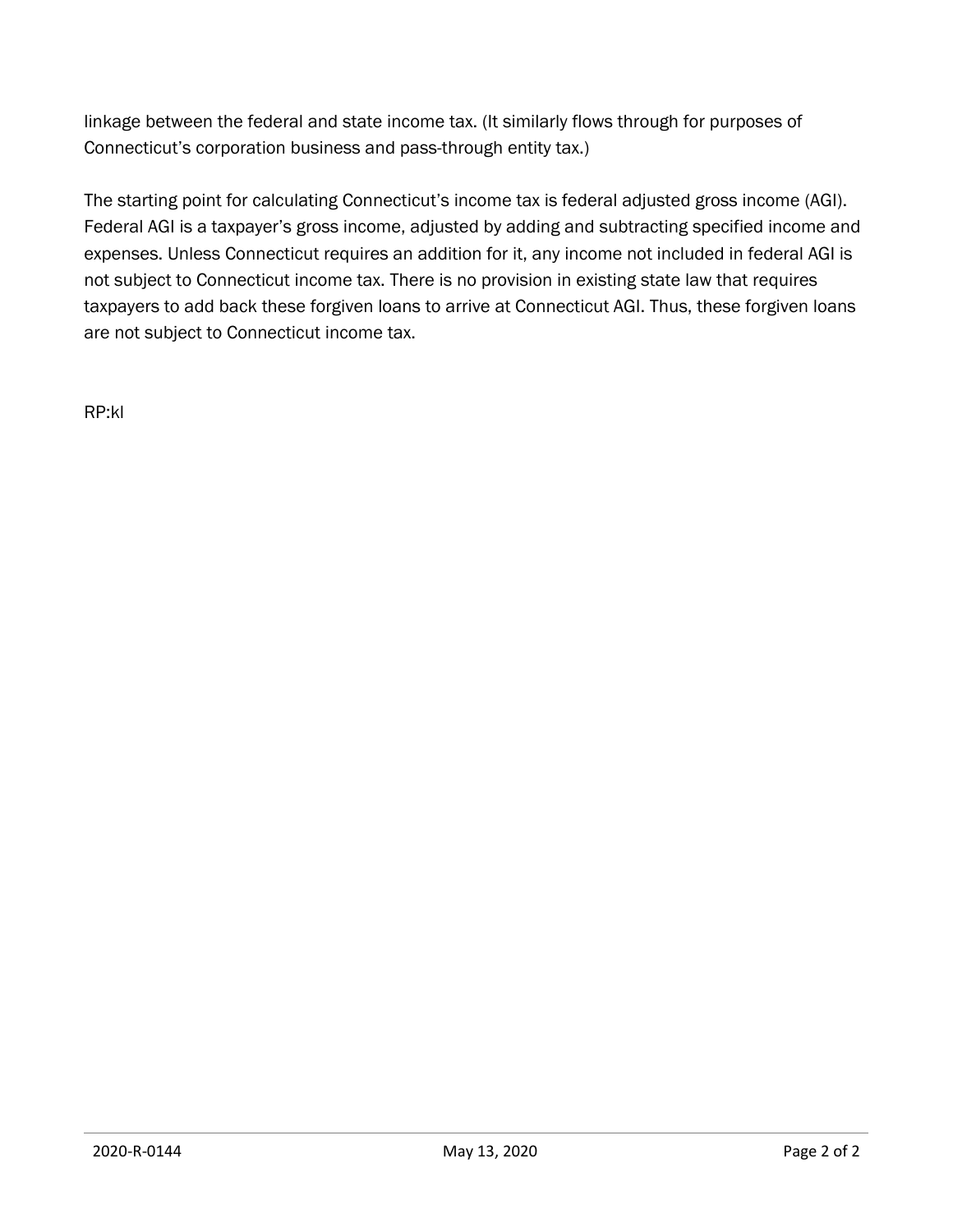linkage between the federal and state income tax. (It similarly flows through for purposes of Connecticut's corporation business and pass-through entity tax.)

The starting point for calculating Connecticut's income tax is federal adjusted gross income (AGI). Federal AGI is a taxpayer's gross income, adjusted by adding and subtracting specified income and expenses. Unless Connecticut requires an addition for it, any income not included in federal AGI is not subject to Connecticut income tax. There is no provision in existing state law that requires taxpayers to add back these forgiven loans to arrive at Connecticut AGI. Thus, these forgiven loans are not subject to Connecticut income tax.

RP:kl